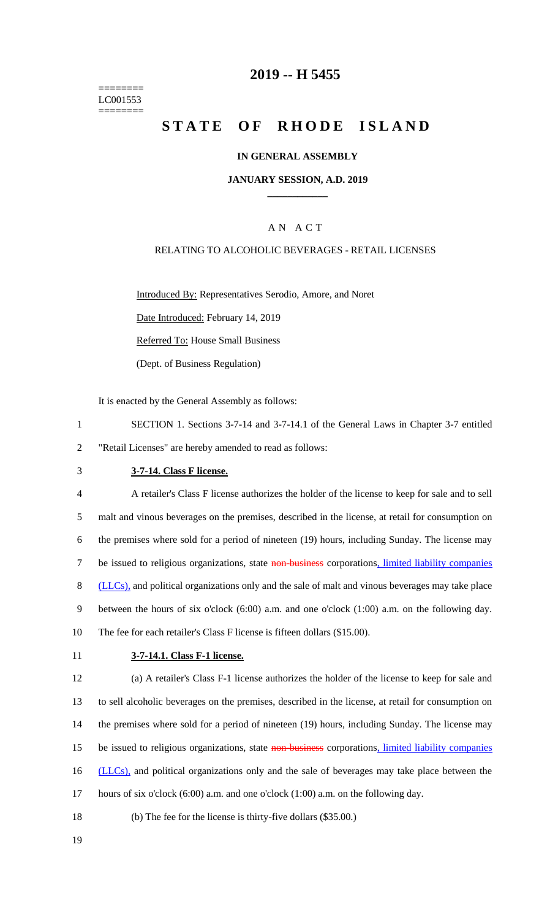========
LC001553
========

# 2019 -- H 5455

# STATE OF RHODE ISLAND

**IN GENERAL ASSEMBLY**

**JANUARY SESSION, A.D. 2019**

A N A C T

RELATING TO ALCOHOLIC BEVERAGES - RETAIL LICENSES

Introduced By: Representatives Serodio, Amore, and Noret

Date Introduced: February 14, 2019

Referred To: House Small Business

(Dept. of Business Regulation)

It is enacted by the General Assembly as follows:

SECTION 1. Sections 3-7-14 and 3-7-14.1 of the General Laws in Chapter 3-7 entitled "Retail Licenses" are hereby amended to read as follows:

**3-7-14. Class F license.**

A retailer's Class F license authorizes the holder of the license to keep for sale and to sell malt and vinous beverages on the premises, described in the license, at retail for consumption on the premises where sold for a period of nineteen (19) hours, including Sunday. The license may be issued to religious organizations, state ~~non-business~~ corporations, limited liability companies (LLCs), and political organizations only and the sale of malt and vinous beverages may take place between the hours of six o'clock (6:00) a.m. and one o'clock (1:00) a.m. on the following day. The fee for each retailer's Class F license is fifteen dollars ($15.00).

**3-7-14.1. Class F-1 license.**

(a) A retailer's Class F-1 license authorizes the holder of the license to keep for sale and to sell alcoholic beverages on the premises, described in the license, at retail for consumption on the premises where sold for a period of nineteen (19) hours, including Sunday. The license may be issued to religious organizations, state ~~non-business~~ corporations, limited liability companies (LLCs), and political organizations only and the sale of beverages may take place between the hours of six o'clock (6:00) a.m. and one o'clock (1:00) a.m. on the following day.

(b) The fee for the license is thirty-five dollars ($35.00.)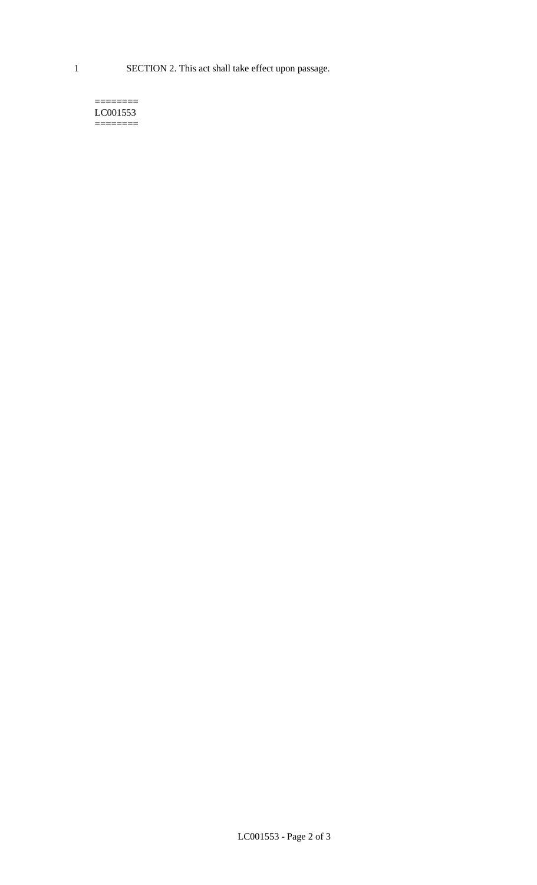SECTION 2. This act shall take effect upon passage.

========
LC001553
========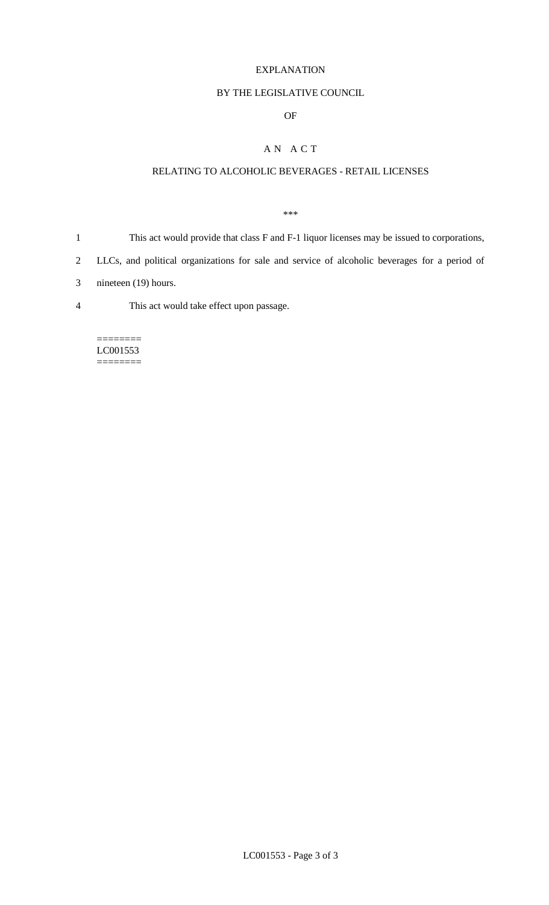EXPLANATION

BY THE LEGISLATIVE COUNCIL

OF

A N A C T

RELATING TO ALCOHOLIC BEVERAGES - RETAIL LICENSES

\*\*\*

1 This act would provide that class F and F-1 liquor licenses may be issued to corporations,
2 LLCs, and political organizations for sale and service of alcoholic beverages for a period of
3 nineteen (19) hours.
4 This act would take effect upon passage.

========
LC001553
========